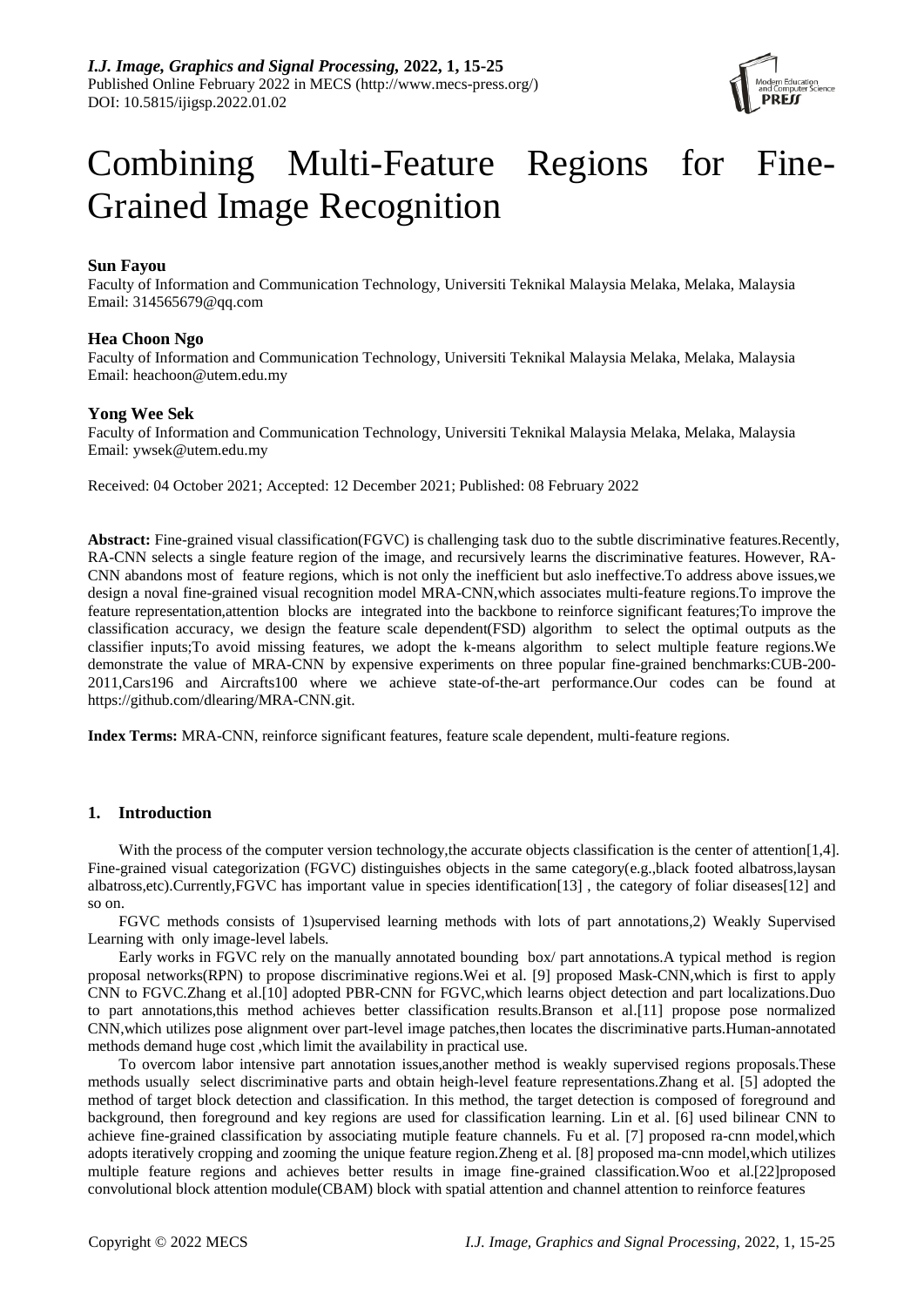*I.J. Image, Graphics and Signal Processing,* **2022, 1, 15-25**
Published Online February 2022 in MECS (http://www.mecs-press.org/)
DOI: 10.5815/ijigsp.2022.01.02

# Combining Multi-Feature Regions for Fine-Grained Image Recognition

**Sun Fayou**
Faculty of Information and Communication Technology, Universiti Teknikal Malaysia Melaka, Melaka, Malaysia
Email: 314565679@qq.com

**Hea Choon Ngo**
Faculty of Information and Communication Technology, Universiti Teknikal Malaysia Melaka, Melaka, Malaysia
Email: heachoon@utem.edu.my

**Yong Wee Sek**
Faculty of Information and Communication Technology, Universiti Teknikal Malaysia Melaka, Melaka, Malaysia
Email: ywsek@utem.edu.my

Received: 04 October 2021; Accepted: 12 December 2021; Published: 08 February 2022

**Abstract:** Fine-grained visual classification(FGVC) is challenging task duo to the subtle discriminative features.Recently, RA-CNN selects a single feature region of the image, and recursively learns the discriminative features. However, RA-CNN abandons most of feature regions, which is not only the inefficient but aslo ineffective.To address above issues,we design a noval fine-grained visual recognition model MRA-CNN,which associates multi-feature regions.To improve the feature representation,attention blocks are integrated into the backbone to reinforce significant features;To improve the classification accuracy, we design the feature scale dependent(FSD) algorithm to select the optimal outputs as the classifier inputs;To avoid missing features, we adopt the k-means algorithm to select multiple feature regions.We demonstrate the value of MRA-CNN by expensive experiments on three popular fine-grained benchmarks:CUB-200-2011,Cars196 and Aircrafts100 where we achieve state-of-the-art performance.Our codes can be found at https://github.com/dlearing/MRA-CNN.git.

**Index Terms:** MRA-CNN, reinforce significant features, feature scale dependent, multi-feature regions.

## 1. Introduction

With the process of the computer version technology,the accurate objects classification is the center of attention[1,4]. Fine-grained visual categorization (FGVC) distinguishes objects in the same category(e.g.,black footed albatross,laysan albatross,etc).Currently,FGVC has important value in species identification[13] , the category of foliar diseases[12] and so on.

FGVC methods consists of 1)supervised learning methods with lots of part annotations,2) Weakly Supervised Learning with only image-level labels.

Early works in FGVC rely on the manually annotated bounding box/ part annotations.A typical method is region proposal networks(RPN) to propose discriminative regions.Wei et al. [9] proposed Mask-CNN,which is first to apply CNN to FGVC.Zhang et al.[10] adopted PBR-CNN for FGVC,which learns object detection and part localizations.Duo to part annotations,this method achieves better classification results.Branson et al.[11] propose pose normalized CNN,which utilizes pose alignment over part-level image patches,then locates the discriminative parts.Human-annotated methods demand huge cost ,which limit the availability in practical use.

To overcom labor intensive part annotation issues,another method is weakly supervised regions proposals.These methods usually select discriminative parts and obtain heigh-level feature representations.Zhang et al. [5] adopted the method of target block detection and classification. In this method, the target detection is composed of foreground and background, then foreground and key regions are used for classification learning. Lin et al. [6] used bilinear CNN to achieve fine-grained classification by associating mutiple feature channels. Fu et al. [7] proposed ra-cnn model,which adopts iteratively cropping and zooming the unique feature region.Zheng et al. [8] proposed ma-cnn model,which utilizes multiple feature regions and achieves better results in image fine-grained classification.Woo et al.[22]proposed convolutional block attention module(CBAM) block with spatial attention and channel attention to reinforce features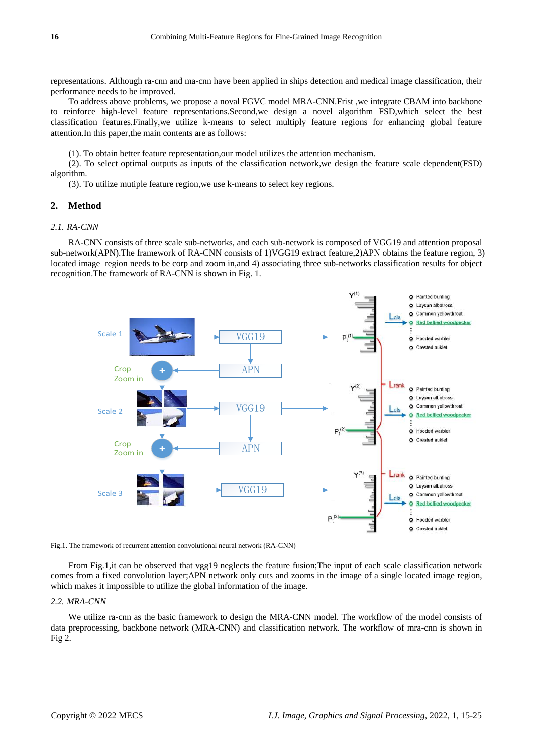representations. Although ra-cnn and ma-cnn have been applied in ships detection and medical image classification, their performance needs to be improved.

To address above problems, we propose a noval FGVC model MRA-CNN.Frist ,we integrate CBAM into backbone to reinforce high-level feature representations.Second,we design a novel algorithm FSD,which select the best classification features.Finally,we utilize k-means to select multiply feature regions for enhancing global feature attention.In this paper,the main contents are as follows:

(1). To obtain better feature representation,our model utilizes the attention mechanism.

(2). To select optimal outputs as inputs of the classification network,we design the feature scale dependent(FSD) algorithm.

(3). To utilize mutiple feature region,we use k-means to select key regions.

## 2. Method

### *2.1. RA-CNN*

RA-CNN consists of three scale sub-networks, and each sub-network is composed of VGG19 and attention proposal sub-network(APN).The framework of RA-CNN consists of 1)VGG19 extract feature,2)APN obtains the feature region, 3) located image region needs to be corp and zoom in,and 4) associating three sub-networks classification results for object recognition.The framework of RA-CNN is shown in Fig. 1.

Fig.1. The framework of recurrent attention convolutional neural network (RA-CNN)

From Fig.1,it can be observed that vgg19 neglects the feature fusion;The input of each scale classification network comes from a fixed convolution layer;APN network only cuts and zooms in the image of a single located image region, which makes it impossible to utilize the global information of the image.

### *2.2. MRA-CNN*

We utilize ra-cnn as the basic framework to design the MRA-CNN model. The workflow of the model consists of data preprocessing, backbone network (MRA-CNN) and classification network. The workflow of mra-cnn is shown in Fig 2.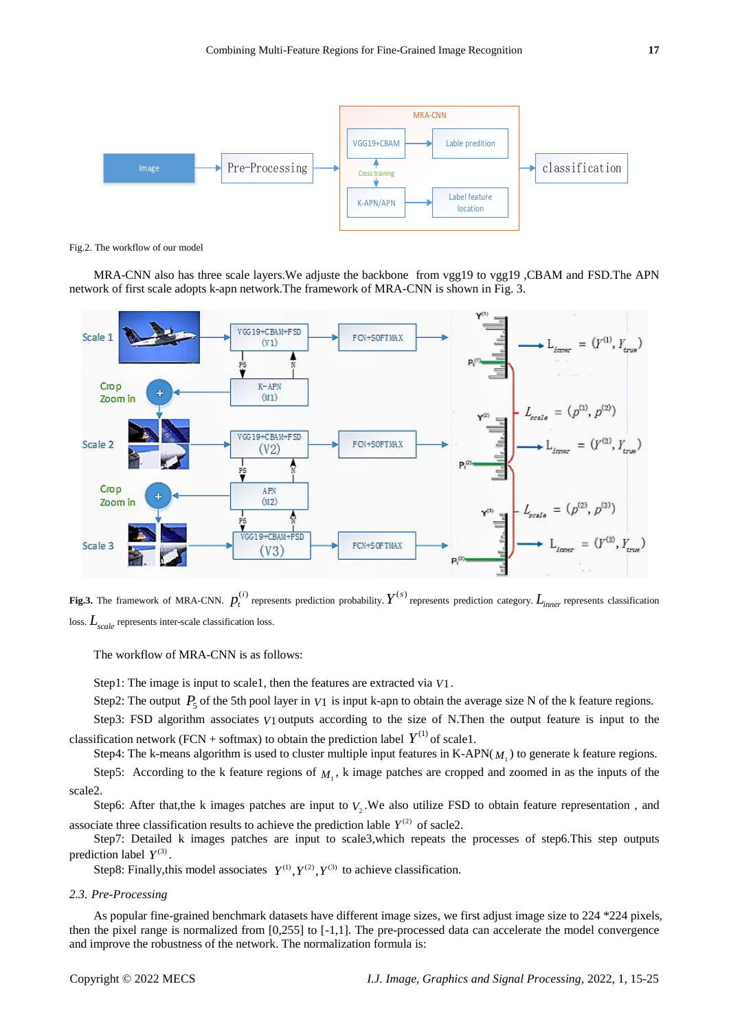Fig.2. The workflow of our model

MRA-CNN also has three scale layers.We adjuste the backbone from vgg19 to vgg19 ,CBAM and FSD.The APN network of first scale adopts k-apn network.The framework of MRA-CNN is shown in Fig. 3.

**Fig.3.** The framework of MRA-CNN. $p_t^{(i)}$ represents prediction probability. $Y^{(s)}$ represents prediction category. $L_{inner}$ represents classification loss. $L_{scale}$ represents inter-scale classification loss.

The workflow of MRA-CNN is as follows:

Step1: The image is input to scale1, then the features are extracted via $V1$.

Step2: The output $P_5$ of the 5th pool layer in $V1$ is input k-apn to obtain the average size N of the k feature regions.

Step3: FSD algorithm associates $V1$ outputs according to the size of N.Then the output feature is input to the classification network (FCN + softmax) to obtain the prediction label $Y^{(1)}$ of scale1.

Step4: The k-means algorithm is used to cluster multiple input features in K-APN( $M_1$ ) to generate k feature regions.

Step5: According to the k feature regions of $M_1$, k image patches are cropped and zoomed in as the inputs of the scale2.

Step6: After that,the k images patches are input to $V_2$.We also utilize FSD to obtain feature representation , and associate three classification results to achieve the prediction lable $Y^{(2)}$ of sacle2.

Step7: Detailed k images patches are input to scale3,which repeats the processes of step6.This step outputs prediction label $Y^{(3)}$.

Step8: Finally,this model associates $Y^{(1)}, Y^{(2)}, Y^{(3)}$ to achieve classification.

### *2.3. Pre-Processing*

As popular fine-grained benchmark datasets have different image sizes, we first adjust image size to 224 *224 pixels, then the pixel range is normalized from [0,255] to [-1,1]. The pre-processed data can accelerate the model convergence and improve the robustness of the network. The normalization formula is: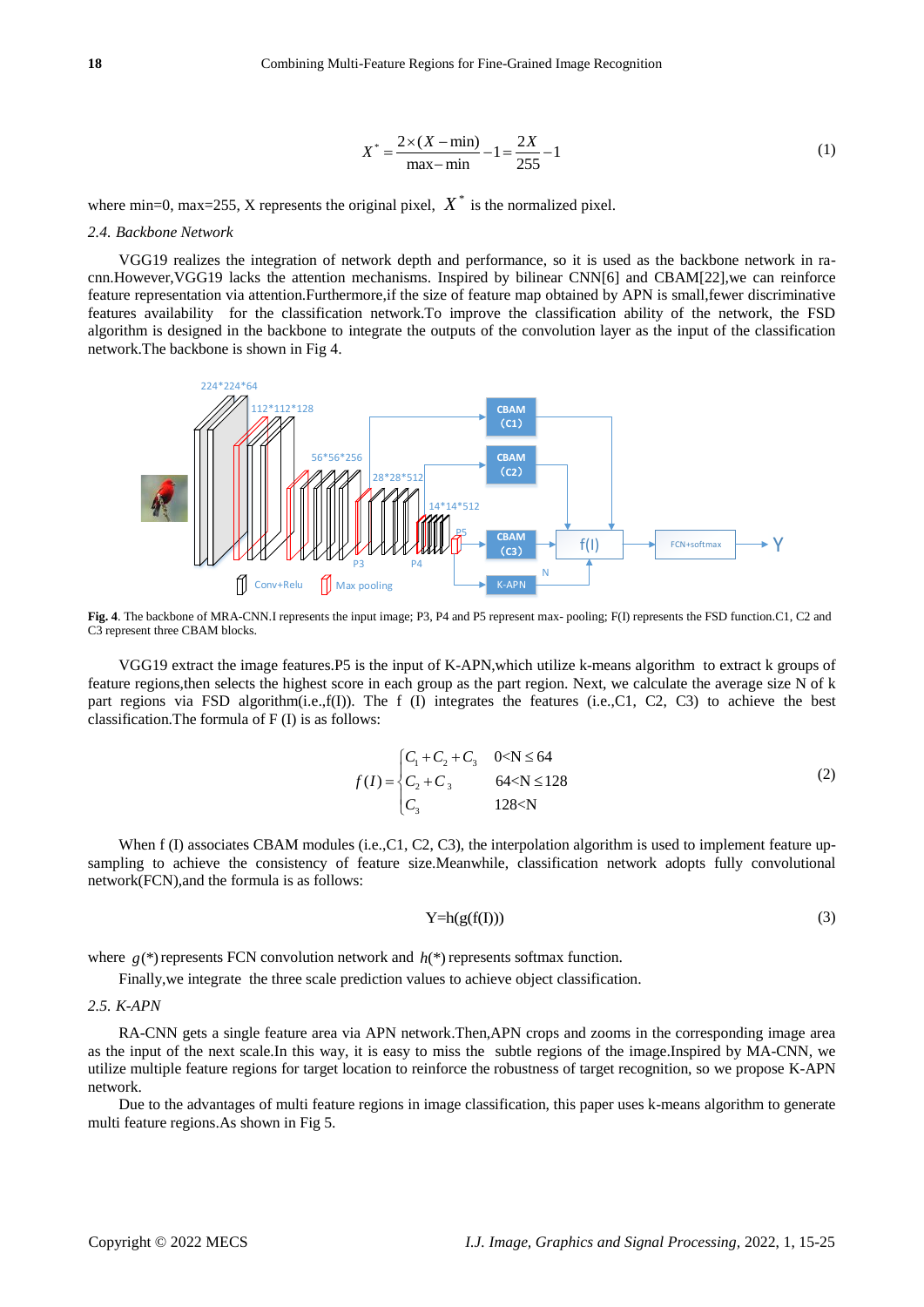$$X^* = \frac{2\times(X-\min)}{\max-\min} - 1 = \frac{2X}{255} - 1 \tag{1}$$

where min=0, max=255, X represents the original pixel, $X^*$ is the normalized pixel.

### *2.4. Backbone Network*

VGG19 realizes the integration of network depth and performance, so it is used as the backbone network in ra-cnn.However,VGG19 lacks the attention mechanisms. Inspired by bilinear CNN[6] and CBAM[22],we can reinforce feature representation via attention.Furthermore,if the size of feature map obtained by APN is small,fewer discriminative features availability for the classification network.To improve the classification ability of the network, the FSD algorithm is designed in the backbone to integrate the outputs of the convolution layer as the input of the classification network.The backbone is shown in Fig 4.

**Fig. 4**. The backbone of MRA-CNN.I represents the input image; P3, P4 and P5 represent max- pooling; F(I) represents the FSD function.C1, C2 and C3 represent three CBAM blocks.

VGG19 extract the image features.P5 is the input of K-APN,which utilize k-means algorithm to extract k groups of feature regions,then selects the highest score in each group as the part region. Next, we calculate the average size N of k part regions via FSD algorithm(i.e.,f(I)). The f (I) integrates the features (i.e.,C1, C2, C3) to achieve the best classification.The formula of F (I) is as follows:

$$f(I) = \begin{cases} C_1 + C_2 + C_3 & 0<N\le 64 \\ C_2 + C_3 & 64<N\le 128 \\ C_3 & 128<N \end{cases} \tag{2}$$

When f (I) associates CBAM modules (i.e.,C1, C2, C3), the interpolation algorithm is used to implement feature up-sampling to achieve the consistency of feature size.Meanwhile, classification network adopts fully convolutional network(FCN),and the formula is as follows:

$$Y=h(g(f(I))) \tag{3}$$

where $g(*)$ represents FCN convolution network and $h(*)$ represents softmax function.

Finally,we integrate the three scale prediction values to achieve object classification.

### *2.5. K-APN*

RA-CNN gets a single feature area via APN network.Then,APN crops and zooms in the corresponding image area as the input of the next scale.In this way, it is easy to miss the subtle regions of the image.Inspired by MA-CNN, we utilize multiple feature regions for target location to reinforce the robustness of target recognition, so we propose K-APN network.

Due to the advantages of multi feature regions in image classification, this paper uses k-means algorithm to generate multi feature regions.As shown in Fig 5.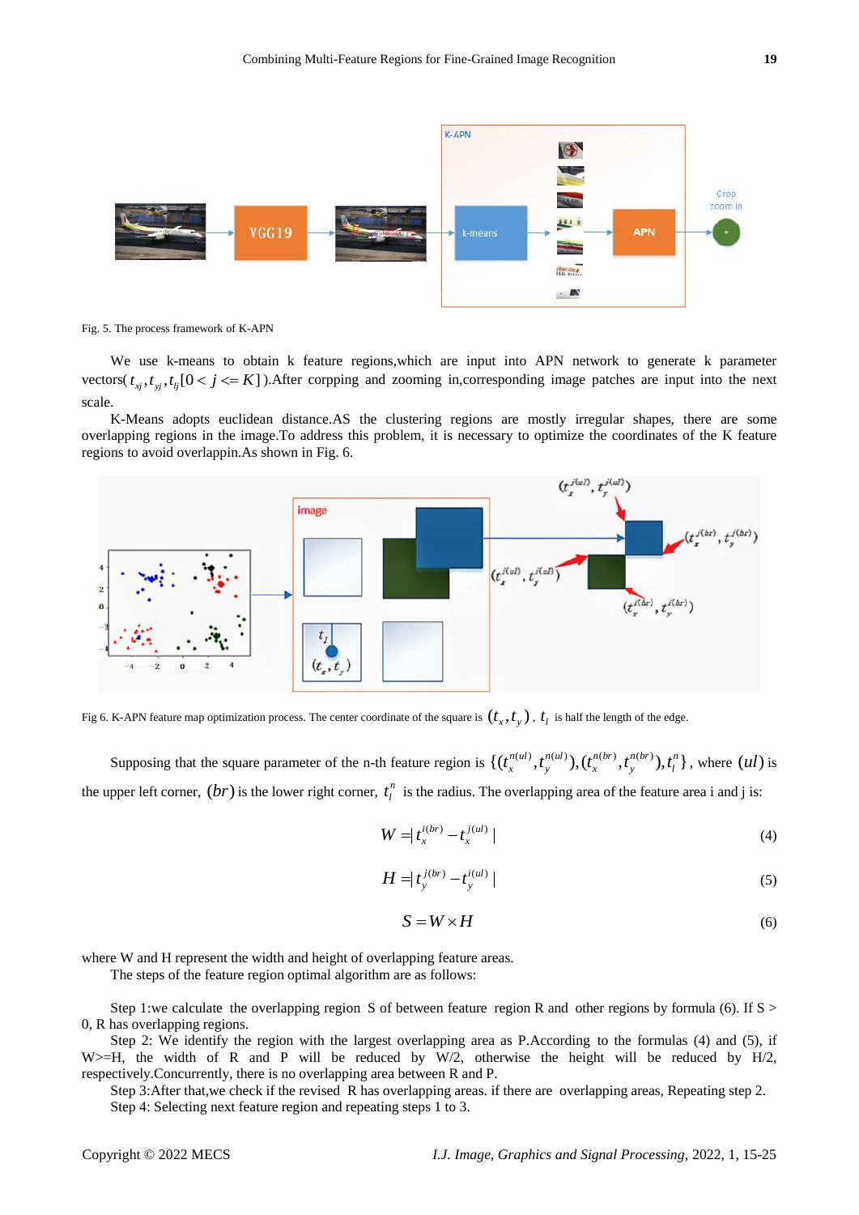Fig. 5. The process framework of K-APN

We use k-means to obtain k feature regions,which are input into APN network to generate k parameter vectors( $t_{xj}, t_{yj}, t_{lj}[0 < j <= K]$ ).After corpping and zooming in,corresponding image patches are input into the next scale.

K-Means adopts euclidean distance.AS the clustering regions are mostly irregular shapes, there are some overlapping regions in the image.To address this problem, it is necessary to optimize the coordinates of the K feature regions to avoid overlappin.As shown in Fig. 6.

Fig 6. K-APN feature map optimization process. The center coordinate of the square is $(t_x, t_y)$, $t_l$ is half the length of the edge.

Supposing that the square parameter of the n-th feature region is $\{(t_x^{n(ul)}, t_y^{n(ul)}), (t_x^{n(br)}, t_y^{n(br)}), t_l^n\}$, where $(ul)$ is the upper left corner, $(br)$ is the lower right corner, $t_l^n$ is the radius. The overlapping area of the feature area i and j is:

$$W = | t_x^{i(br)} - t_x^{j(ul)} | \tag{4}$$

$$H = | t_y^{j(br)} - t_y^{i(ul)} | \tag{5}$$

$$S = W \times H \tag{6}$$

where W and H represent the width and height of overlapping feature areas.

The steps of the feature region optimal algorithm are as follows:

Step 1:we calculate the overlapping region S of between feature region R and other regions by formula (6). If S > 0, R has overlapping regions.

Step 2: We identify the region with the largest overlapping area as P.According to the formulas (4) and (5), if W>=H, the width of R and P will be reduced by W/2, otherwise the height will be reduced by H/2, respectively.Concurrently, there is no overlapping area between R and P.

Step 3:After that,we check if the revised R has overlapping areas. if there are overlapping areas, Repeating step 2.

Step 4: Selecting next feature region and repeating steps 1 to 3.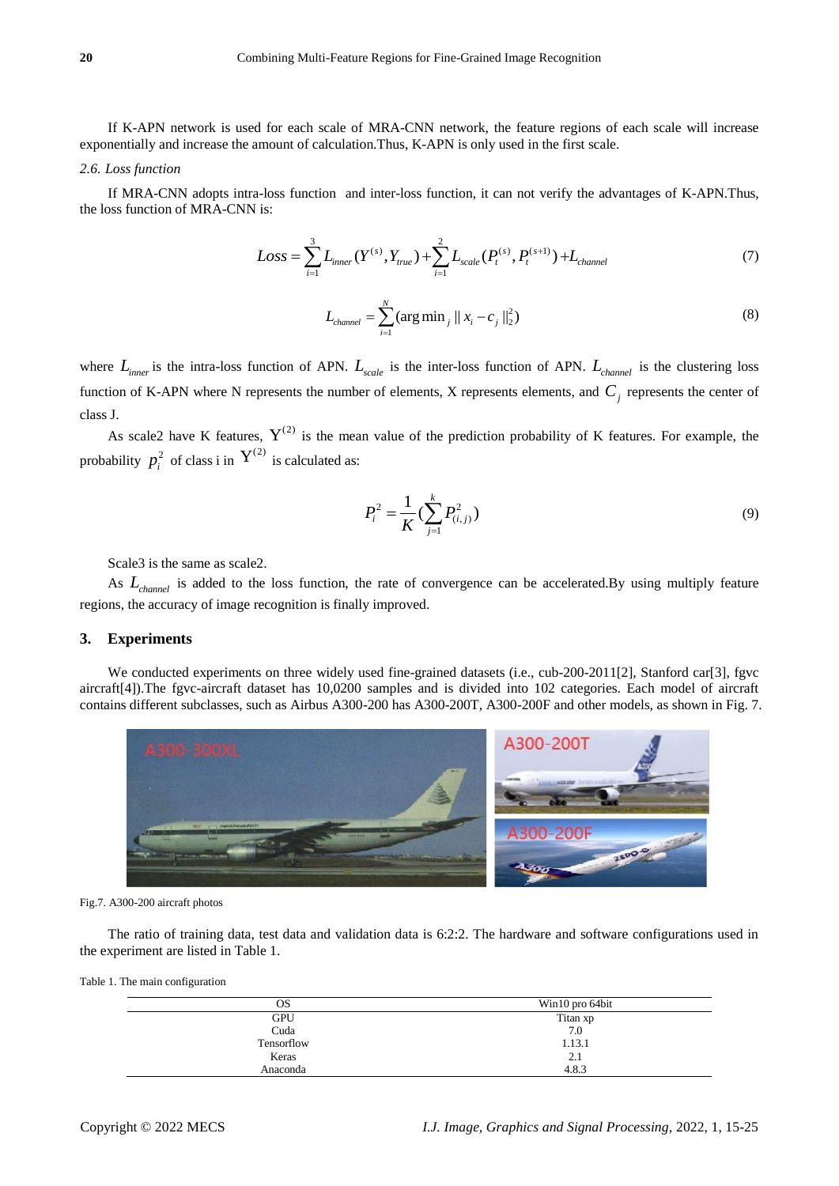If K-APN network is used for each scale of MRA-CNN network, the feature regions of each scale will increase exponentially and increase the amount of calculation.Thus, K-APN is only used in the first scale.

*2.6. Loss function*

If MRA-CNN adopts intra-loss function and inter-loss function, it can not verify the advantages of K-APN.Thus, the loss function of MRA-CNN is:

$$Loss = \sum_{i=1}^{3} L_{inner}(Y^{(s)}, Y_{true}) + \sum_{i=1}^{2} L_{scale}(P_t^{(s)}, P_t^{(s+1)}) + L_{channel} \tag{7}$$

$$L_{channel} = \sum_{i=1}^{N} (\arg\min_j \| x_i - c_j \|_2^2) \tag{8}$$

where $L_{inner}$ is the intra-loss function of APN. $L_{scale}$ is the inter-loss function of APN. $L_{channel}$ is the clustering loss function of K-APN where N represents the number of elements, X represents elements, and $C_j$ represents the center of class J.

As scale2 have K features, $Y^{(2)}$ is the mean value of the prediction probability of K features. For example, the probability $p_i^2$ of class i in $Y^{(2)}$ is calculated as:

$$P_i^2 = \frac{1}{K} (\sum_{j=1}^{k} P_{(i,j)}^2) \tag{9}$$

Scale3 is the same as scale2.

As $L_{channel}$ is added to the loss function, the rate of convergence can be accelerated.By using multiply feature regions, the accuracy of image recognition is finally improved.

## 3. Experiments

We conducted experiments on three widely used fine-grained datasets (i.e., cub-200-2011[2], Stanford car[3], fgvc aircraft[4]).The fgvc-aircraft dataset has 10,0200 samples and is divided into 102 categories. Each model of aircraft contains different subclasses, such as Airbus A300-200 has A300-200T, A300-200F and other models, as shown in Fig. 7.

Fig.7. A300-200 aircraft photos

The ratio of training data, test data and validation data is 6:2:2. The hardware and software configurations used in the experiment are listed in Table 1.

Table 1. The main configuration

| OS | Win10 pro 64bit |
|---|---|
| GPU | Titan xp |
| Cuda | 7.0 |
| Tensorflow | 1.13.1 |
| Keras | 2.1 |
| Anaconda | 4.8.3 |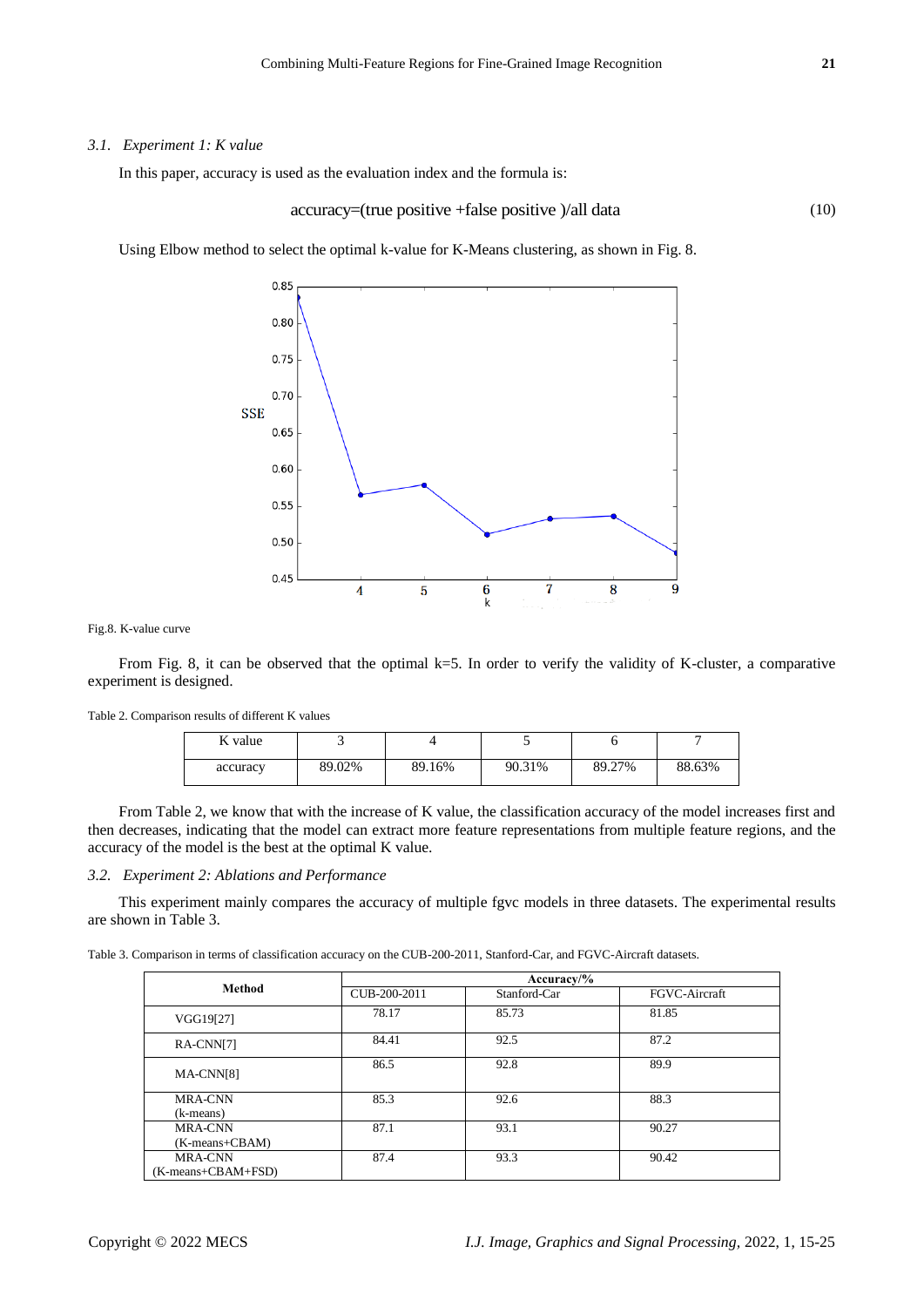### 3.1. Experiment 1: K value

In this paper, accuracy is used as the evaluation index and the formula is:

$$\text{accuracy}=(\text{true positive} + \text{false positive})/\text{all data} \tag{10}$$

Using Elbow method to select the optimal k-value for K-Means clustering, as shown in Fig. 8.

Fig.8. K-value curve

From Fig. 8, it can be observed that the optimal k=5. In order to verify the validity of K-cluster, a comparative experiment is designed.

Table 2. Comparison results of different K values

| K value | 3 | 4 | 5 | 6 | 7 |
|---|---|---|---|---|---|
| accuracy | 89.02% | 89.16% | 90.31% | 89.27% | 88.63% |

From Table 2, we know that with the increase of K value, the classification accuracy of the model increases first and then decreases, indicating that the model can extract more feature representations from multiple feature regions, and the accuracy of the model is the best at the optimal K value.

### 3.2. Experiment 2: Ablations and Performance

This experiment mainly compares the accuracy of multiple fgvc models in three datasets. The experimental results are shown in Table 3.

Table 3. Comparison in terms of classification accuracy on the CUB-200-2011, Stanford-Car, and FGVC-Aircraft datasets.

| **Method** | **Accuracy/%** | | |
|---|---|---|---|
| | CUB-200-2011 | Stanford-Car | FGVC-Aircraft |
| VGG19[27] | 78.17 | 85.73 | 81.85 |
| RA-CNN[7] | 84.41 | 92.5 | 87.2 |
| MA-CNN[8] | 86.5 | 92.8 | 89.9 |
| MRA-CNN (k-means) | 85.3 | 92.6 | 88.3 |
| MRA-CNN (K-means+CBAM) | 87.1 | 93.1 | 90.27 |
| MRA-CNN (K-means+CBAM+FSD) | 87.4 | 93.3 | 90.42 |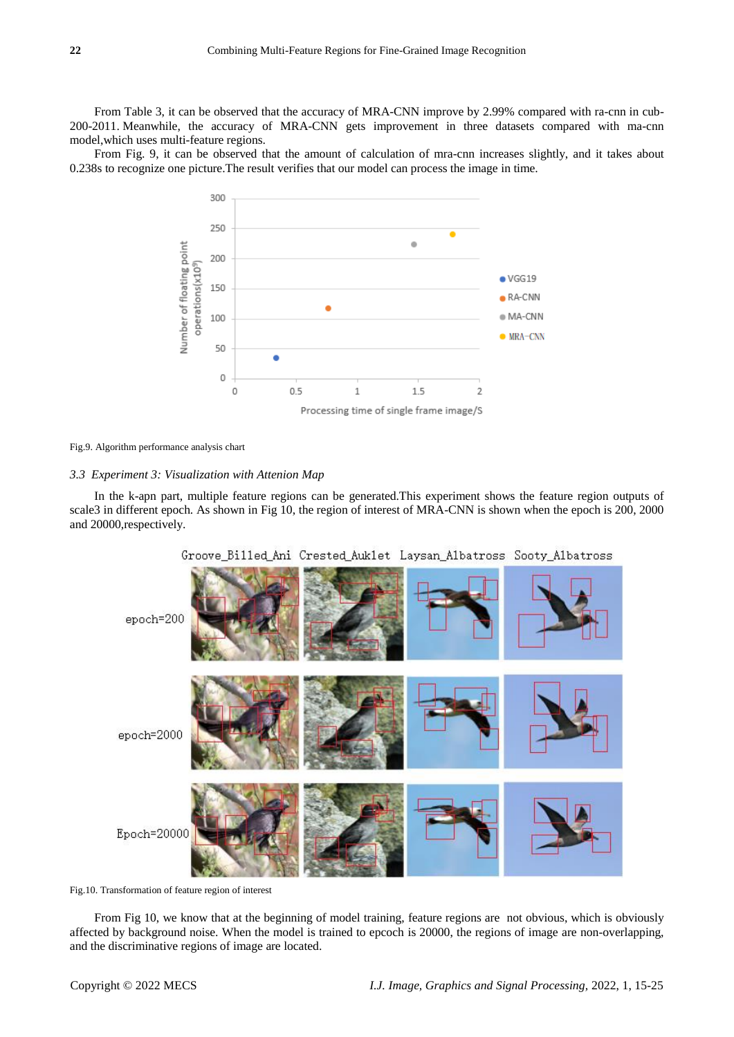From Table 3, it can be observed that the accuracy of MRA-CNN improve by 2.99% compared with ra-cnn in cub-200-2011. Meanwhile, the accuracy of MRA-CNN gets improvement in three datasets compared with ma-cnn model,which uses multi-feature regions.

From Fig. 9, it can be observed that the amount of calculation of mra-cnn increases slightly, and it takes about 0.238s to recognize one picture.The result verifies that our model can process the image in time.

Fig.9. Algorithm performance analysis chart

### 3.3 Experiment 3: Visualization with Attenion Map

In the k-apn part, multiple feature regions can be generated.This experiment shows the feature region outputs of scale3 in different epoch. As shown in Fig 10, the region of interest of MRA-CNN is shown when the epoch is 200, 2000 and 20000,respectively.

Fig.10. Transformation of feature region of interest

From Fig 10, we know that at the beginning of model training, feature regions are not obvious, which is obviously affected by background noise. When the model is trained to epcoch is 20000, the regions of image are non-overlapping, and the discriminative regions of image are located.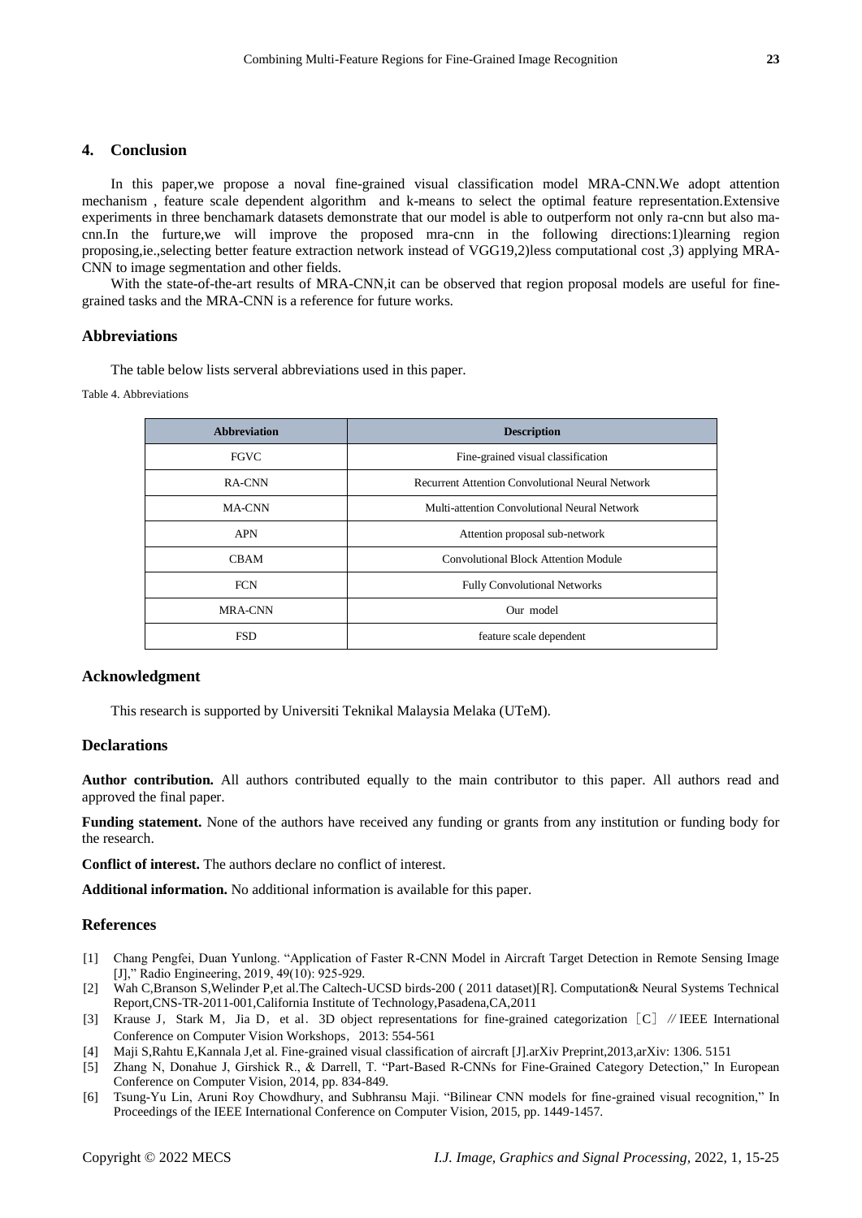## 4. Conclusion

In this paper,we propose a noval fine-grained visual classification model MRA-CNN.We adopt attention mechanism , feature scale dependent algorithm and k-means to select the optimal feature representation.Extensive experiments in three benchamark datasets demonstrate that our model is able to outperform not only ra-cnn but also ma-cnn.In the furture,we will improve the proposed mra-cnn in the following directions:1)learning region proposing,ie.,selecting better feature extraction network instead of VGG19,2)less computational cost ,3) applying MRA-CNN to image segmentation and other fields.

With the state-of-the-art results of MRA-CNN,it can be observed that region proposal models are useful for fine-grained tasks and the MRA-CNN is a reference for future works.

## Abbreviations

The table below lists serveral abbreviations used in this paper.

Table 4. Abbreviations

| Abbreviation | Description |
|---|---|
| FGVC | Fine-grained visual classification |
| RA-CNN | Recurrent Attention Convolutional Neural Network |
| MA-CNN | Multi-attention Convolutional Neural Network |
| APN | Attention proposal sub-network |
| CBAM | Convolutional Block Attention Module |
| FCN | Fully Convolutional Networks |
| MRA-CNN | Our model |
| FSD | feature scale dependent |

## Acknowledgment

This research is supported by Universiti Teknikal Malaysia Melaka (UTeM).

## Declarations

**Author contribution.** All authors contributed equally to the main contributor to this paper. All authors read and approved the final paper.

**Funding statement.** None of the authors have received any funding or grants from any institution or funding body for the research.

**Conflict of interest.** The authors declare no conflict of interest.

**Additional information.** No additional information is available for this paper.

## References

[1] Chang Pengfei, Duan Yunlong. "Application of Faster R-CNN Model in Aircraft Target Detection in Remote Sensing Image [J]," Radio Engineering, 2019, 49(10): 925-929.

[2] Wah C,Branson S,Welinder P,et al.The Caltech-UCSD birds-200 ( 2011 dataset)[R]. Computation& Neural Systems Technical Report,CNS-TR-2011-001,California Institute of Technology,Pasadena,CA,2011

[3] Krause J, Stark M, Jia D, et al. 3D object representations for fine-grained categorization［C］// IEEE International Conference on Computer Vision Workshops, 2013: 554-561

[4] Maji S,Rahtu E,Kannala J,et al. Fine-grained visual classification of aircraft [J].arXiv Preprint,2013,arXiv: 1306. 5151

[5] Zhang N, Donahue J, Girshick R., & Darrell, T. "Part-Based R-CNNs for Fine-Grained Category Detection," In European Conference on Computer Vision, 2014, pp. 834-849.

[6] Tsung-Yu Lin, Aruni Roy Chowdhury, and Subhransu Maji. "Bilinear CNN models for fine-grained visual recognition," In Proceedings of the IEEE International Conference on Computer Vision, 2015, pp. 1449-1457.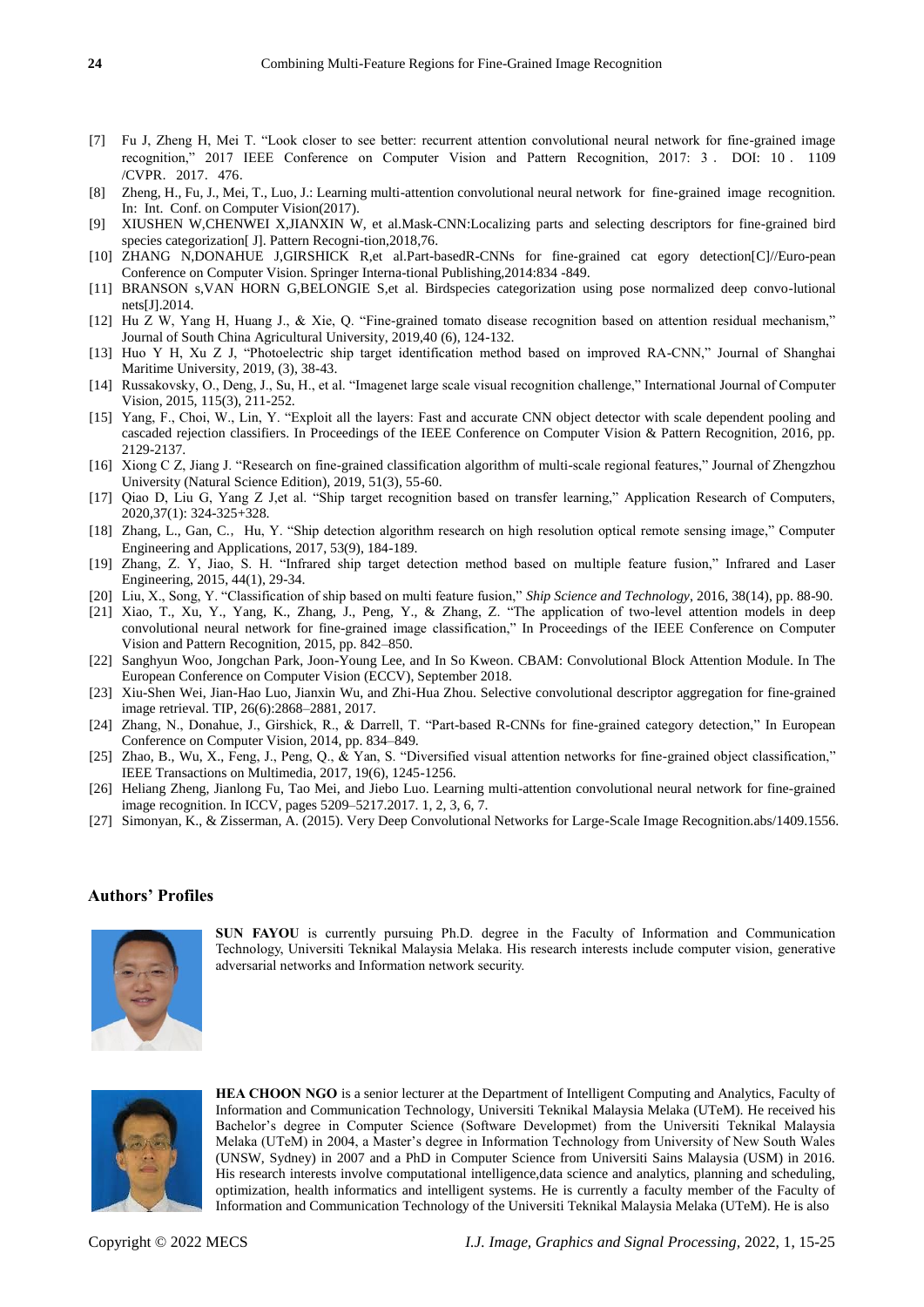[7] Fu J, Zheng H, Mei T. “Look closer to see better: recurrent attention convolutional neural network for fine-grained image recognition,” 2017 IEEE Conference on Computer Vision and Pattern Recognition, 2017: 3 . DOI: 10 . 1109 /CVPR. 2017. 476.

[8] Zheng, H., Fu, J., Mei, T., Luo, J.: Learning multi-attention convolutional neural network for fine-grained image recognition. In: Int. Conf. on Computer Vision(2017).

[9] XIUSHEN W,CHENWEI X,JIANXIN W, et al.Mask-CNN:Localizing parts and selecting descriptors for fine-grained bird species categorization[ J]. Pattern Recogni-tion,2018,76.

[10] ZHANG N,DONAHUE J,GIRSHICK R,et al.Part-basedR-CNNs for fine-grained cat egory detection[C]//Euro-pean Conference on Computer Vision. Springer Interna-tional Publishing,2014:834 -849.

[11] BRANSON s,VAN HORN G,BELONGIE S,et al. Birdspecies categorization using pose normalized deep convo-lutional nets[J].2014.

[12] Hu Z W, Yang H, Huang J., & Xie, Q. “Fine-grained tomato disease recognition based on attention residual mechanism,” Journal of South China Agricultural University, 2019,40 (6), 124-132.

[13] Huo Y H, Xu Z J, “Photoelectric ship target identification method based on improved RA-CNN,” Journal of Shanghai Maritime University, 2019, (3), 38-43.

[14] Russakovsky, O., Deng, J., Su, H., et al. “Imagenet large scale visual recognition challenge,” International Journal of Computer Vision, 2015, 115(3), 211-252.

[15] Yang, F., Choi, W., Lin, Y. “Exploit all the layers: Fast and accurate CNN object detector with scale dependent pooling and cascaded rejection classifiers. In Proceedings of the IEEE Conference on Computer Vision & Pattern Recognition, 2016, pp. 2129-2137.

[16] Xiong C Z, Jiang J. “Research on fine-grained classification algorithm of multi-scale regional features,” Journal of Zhengzhou University (Natural Science Edition), 2019, 51(3), 55-60.

[17] Qiao D, Liu G, Yang Z J,et al. “Ship target recognition based on transfer learning,” Application Research of Computers, 2020,37(1): 324-325+328.

[18] Zhang, L., Gan, C., Hu, Y. “Ship detection algorithm research on high resolution optical remote sensing image,” Computer Engineering and Applications, 2017, 53(9), 184-189.

[19] Zhang, Z. Y, Jiao, S. H. “Infrared ship target detection method based on multiple feature fusion,” Infrared and Laser Engineering, 2015, 44(1), 29-34.

[20] Liu, X., Song, Y. “Classification of ship based on multi feature fusion,” *Ship Science and Technology*, 2016, 38(14), pp. 88-90.

[21] Xiao, T., Xu, Y., Yang, K., Zhang, J., Peng, Y., & Zhang, Z. “The application of two-level attention models in deep convolutional neural network for fine-grained image classification,” In Proceedings of the IEEE Conference on Computer Vision and Pattern Recognition, 2015, pp. 842–850.

[22] Sanghyun Woo, Jongchan Park, Joon-Young Lee, and In So Kweon. CBAM: Convolutional Block Attention Module. In The European Conference on Computer Vision (ECCV), September 2018.

[23] Xiu-Shen Wei, Jian-Hao Luo, Jianxin Wu, and Zhi-Hua Zhou. Selective convolutional descriptor aggregation for fine-grained image retrieval. TIP, 26(6):2868–2881, 2017.

[24] Zhang, N., Donahue, J., Girshick, R., & Darrell, T. “Part-based R-CNNs for fine-grained category detection,” In European Conference on Computer Vision, 2014, pp. 834–849.

[25] Zhao, B., Wu, X., Feng, J., Peng, Q., & Yan, S. “Diversified visual attention networks for fine-grained object classification,” IEEE Transactions on Multimedia, 2017, 19(6), 1245-1256.

[26] Heliang Zheng, Jianlong Fu, Tao Mei, and Jiebo Luo. Learning multi-attention convolutional neural network for fine-grained image recognition. In ICCV, pages 5209–5217.2017. 1, 2, 3, 6, 7.

[27] Simonyan, K., & Zisserman, A. (2015). Very Deep Convolutional Networks for Large-Scale Image Recognition.abs/1409.1556.

## Authors' Profiles

**SUN FAYOU** is currently pursuing Ph.D. degree in the Faculty of Information and Communication Technology, Universiti Teknikal Malaysia Melaka. His research interests include computer vision, generative adversarial networks and Information network security.

**HEA CHOON NGO** is a senior lecturer at the Department of Intelligent Computing and Analytics, Faculty of Information and Communication Technology, Universiti Teknikal Malaysia Melaka (UTeM). He received his Bachelor's degree in Computer Science (Software Developmet) from the Universiti Teknikal Malaysia Melaka (UTeM) in 2004, a Master's degree in Information Technology from University of New South Wales (UNSW, Sydney) in 2007 and a PhD in Computer Science from Universiti Sains Malaysia (USM) in 2016. His research interests involve computational intelligence,data science and analytics, planning and scheduling, optimization, health informatics and intelligent systems. He is currently a faculty member of the Faculty of Information and Communication Technology of the Universiti Teknikal Malaysia Melaka (UTeM). He is also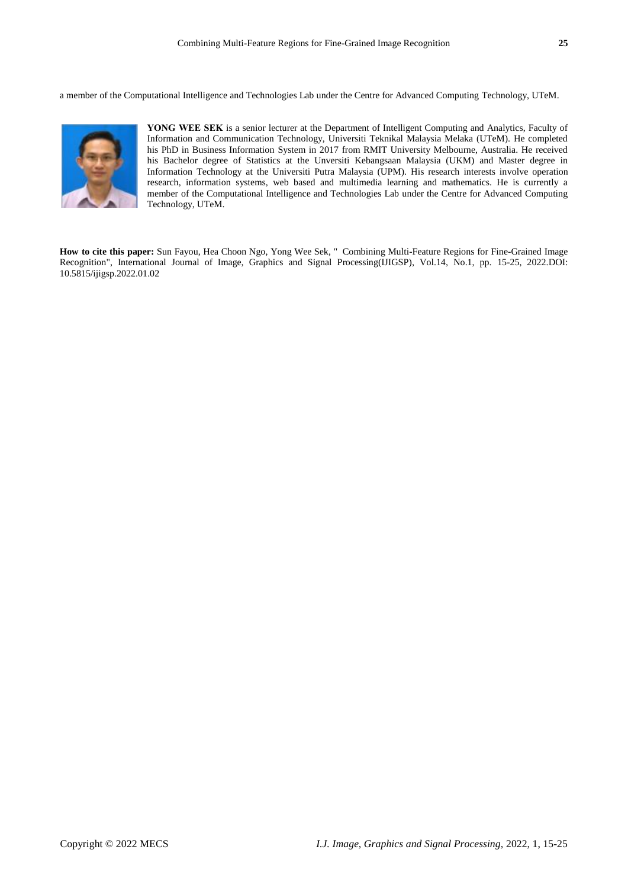a member of the Computational Intelligence and Technologies Lab under the Centre for Advanced Computing Technology, UTeM.

**YONG WEE SEK** is a senior lecturer at the Department of Intelligent Computing and Analytics, Faculty of Information and Communication Technology, Universiti Teknikal Malaysia Melaka (UTeM). He completed his PhD in Business Information System in 2017 from RMIT University Melbourne, Australia. He received his Bachelor degree of Statistics at the Unversiti Kebangsaan Malaysia (UKM) and Master degree in Information Technology at the Universiti Putra Malaysia (UPM). His research interests involve operation research, information systems, web based and multimedia learning and mathematics. He is currently a member of the Computational Intelligence and Technologies Lab under the Centre for Advanced Computing Technology, UTeM.

**How to cite this paper:** Sun Fayou, Hea Choon Ngo, Yong Wee Sek, " Combining Multi-Feature Regions for Fine-Grained Image Recognition", International Journal of Image, Graphics and Signal Processing(IJIGSP), Vol.14, No.1, pp. 15-25, 2022.DOI: 10.5815/ijigsp.2022.01.02